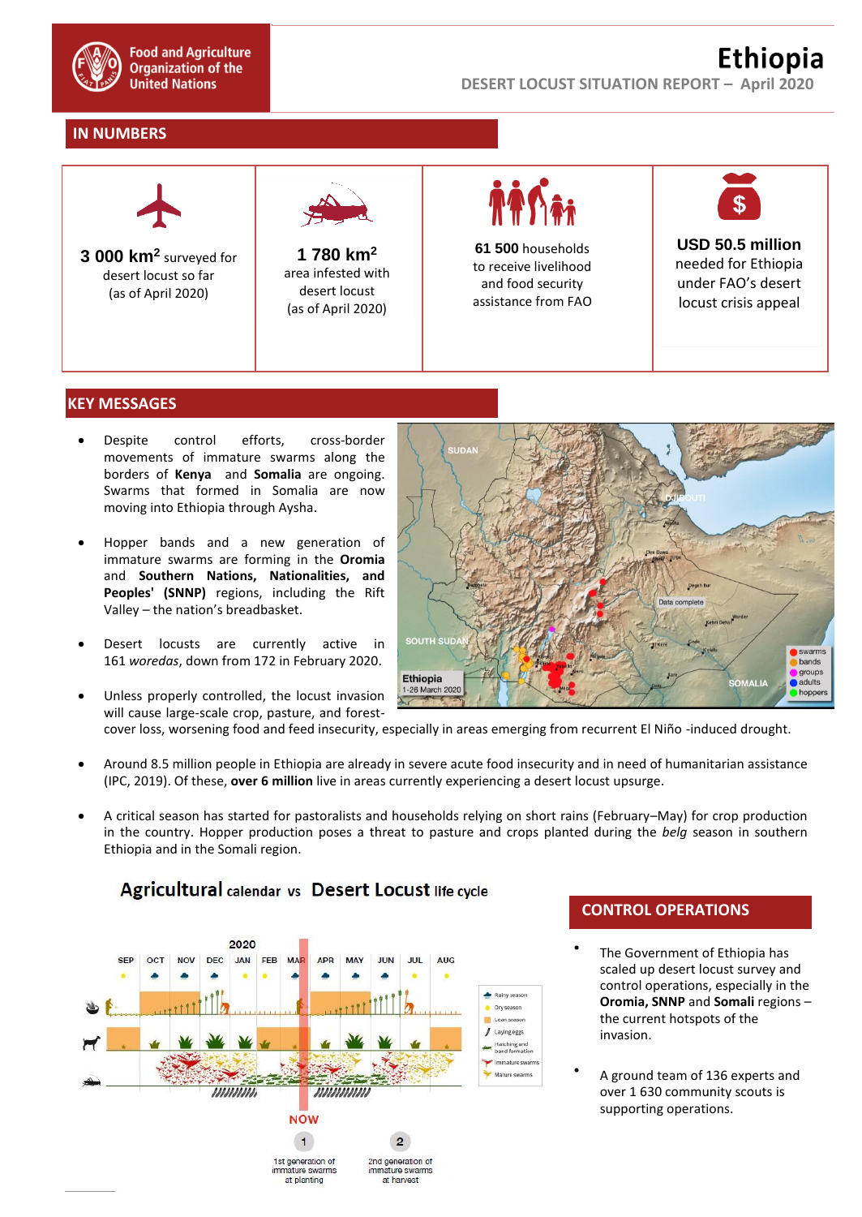Food and Agriculture Organization of the United Nations

# Ethiopia

DESERT LOCUST SITUATION REPORT – April 2020

## IN NUMBERS

| | | | |
|---|---|---|---|
| **3 000 km$^2$** surveyed for desert locust so far (as of April 2020) | **1 780 km$^2$** area infested with desert locust (as of April 2020) | **61 500** households to receive livelihood and food security assistance from FAO | **USD 50.5 million** needed for Ethiopia under FAO's desert locust crisis appeal |

## KEY MESSAGES

- Despite control efforts, cross-border movements of immature swarms along the borders of **Kenya** and **Somalia** are ongoing. Swarms that formed in Somalia are now moving into Ethiopia through Aysha.
- Hopper bands and a new generation of immature swarms are forming in the **Oromia** and **Southern Nations, Nationalities, and Peoples' (SNNP)** regions, including the Rift Valley – the nation's breadbasket.
- Desert locusts are currently active in 161 *woredas*, down from 172 in February 2020.
- Unless properly controlled, the locust invasion will cause large-scale crop, pasture, and forest-cover loss, worsening food and feed insecurity, especially in areas emerging from recurrent El Niño -induced drought.
- Around 8.5 million people in Ethiopia are already in severe acute food insecurity and in need of humanitarian assistance (IPC, 2019). Of these, **over 6 million** live in areas currently experiencing a desert locust upsurge.
- A critical season has started for pastoralists and households relying on short rains (February–May) for crop production in the country. Hopper production poses a threat to pasture and crops planted during the *belg* season in southern Ethiopia and in the Somali region.

## CONTROL OPERATIONS

- The Government of Ethiopia has scaled up desert locust survey and control operations, especially in the **Oromia**, **SNNP** and **Somali** regions – the current hotspots of the invasion.
- A ground team of 136 experts and over 1 630 community scouts is supporting operations.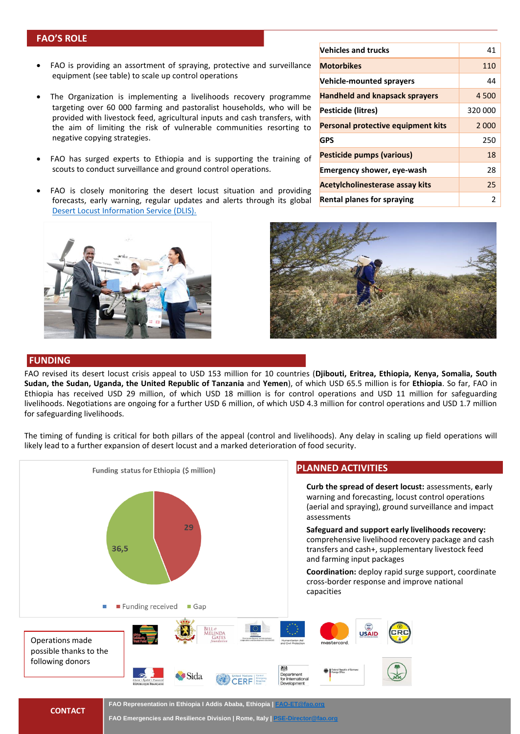## FAO'S ROLE

- FAO is providing an assortment of spraying, protective and surveillance equipment (see table) to scale up control operations
- The Organization is implementing a livelihoods recovery programme targeting over 60 000 farming and pastoralist households, who will be provided with livestock feed, agricultural inputs and cash transfers, with the aim of limiting the risk of vulnerable communities resorting to negative copying strategies.
- FAO has surged experts to Ethiopia and is supporting the training of scouts to conduct surveillance and ground control operations.
- FAO is closely monitoring the desert locust situation and providing forecasts, early warning, regular updates and alerts through its global Desert Locust Information Service (DLIS).

| | |
|---|---|
| **Vehicles and trucks** | 41 |
| **Motorbikes** | 110 |
| **Vehicle-mounted sprayers** | 44 |
| **Handheld and knapsack sprayers** | 4 500 |
| **Pesticide (litres)** | 320 000 |
| **Personal protective equipment kits** | 2 000 |
| **GPS** | 250 |
| **Pesticide pumps (various)** | 18 |
| **Emergency shower, eye-wash** | 28 |
| **Acetylcholinesterase assay kits** | 25 |
| **Rental planes for spraying** | 2 |

## FUNDING

FAO revised its desert locust crisis appeal to USD 153 million for 10 countries (**Djibouti, Eritrea, Ethiopia, Kenya, Somalia, South Sudan, the Sudan, Uganda, the United Republic of Tanzania** and **Yemen**), of which USD 65.5 million is for **Ethiopia**. So far, FAO in Ethiopia has received USD 29 million, of which USD 18 million is for control operations and USD 11 million for safeguarding livelihoods. Negotiations are ongoing for a further USD 6 million, of which USD 4.3 million for control operations and USD 1.7 million for safeguarding livelihoods.

The timing of funding is critical for both pillars of the appeal (control and livelihoods). Any delay in scaling up field operations will likely lead to a further expansion of desert locust and a marked deterioration of food security.

Funding status for Ethiopia ($ million)

29

36,5

Funding received    Gap

## PLANNED ACTIVITIES

**Curb the spread of desert locust:** assessments, **e**arly warning and forecasting, locust control operations (aerial and spraying), ground surveillance and impact assessments

**Safeguard and support early livelihoods recovery:** comprehensive livelihood recovery package and cash transfers and cash+, supplementary livestock feed and farming input packages

**Coordination:** deploy rapid surge support, coordinate cross-border response and improve national capacities

Operations made possible thanks to the following donors

**CONTACT**

**FAO Representation in Ethiopia I Addis Ababa, Ethiopia | FAO-ET@fao.org**

**FAO Emergencies and Resilience Division | Rome, Italy | PSE-Director@fao.org**